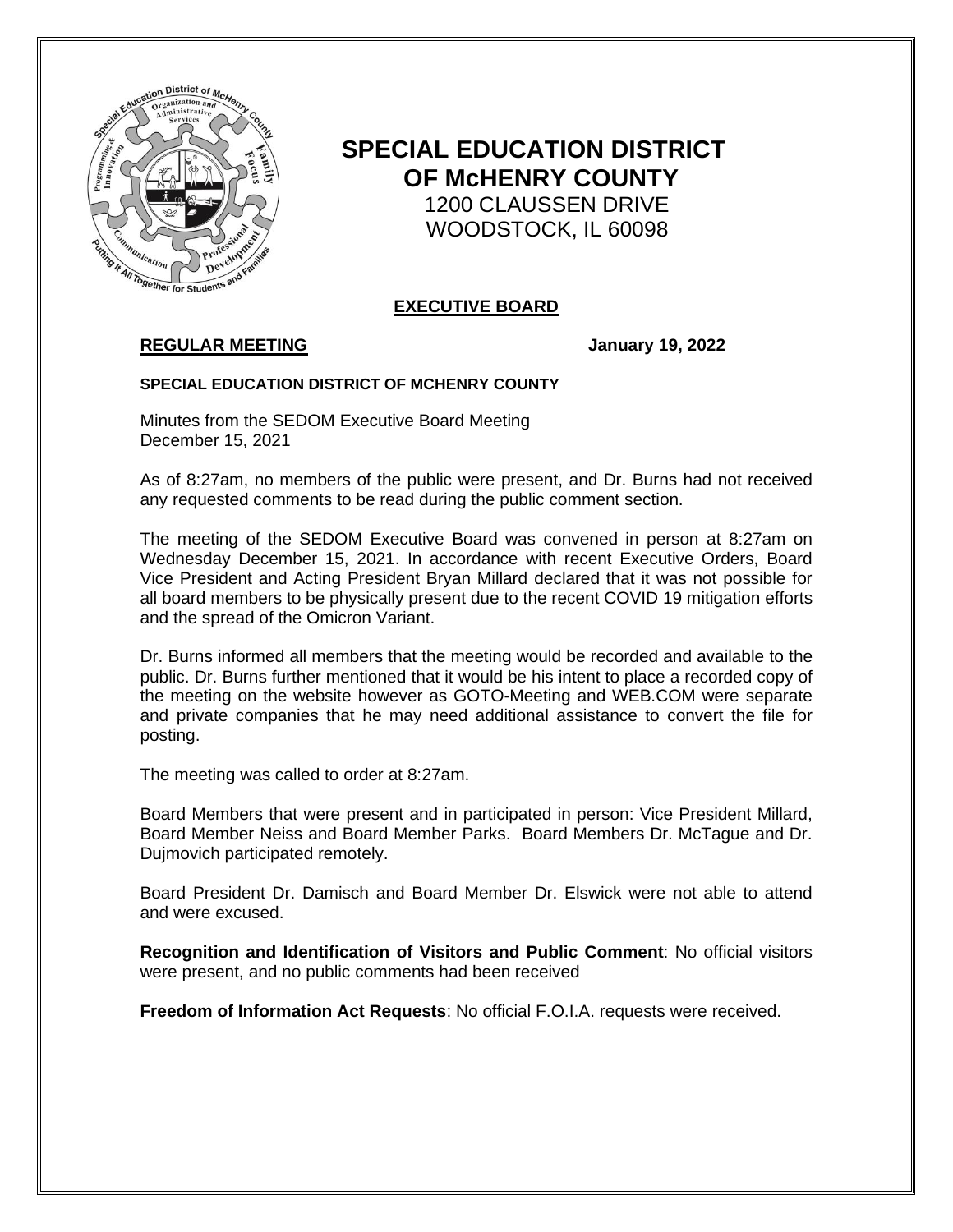# SPECIAL EDUCATION DISTRICT OF McHENRY COUNTY

1200 CLAUSSEN DRIVE
WOODSTOCK, IL 60098

## EXECUTIVE BOARD

**REGULAR MEETING** **January 19, 2022**

**SPECIAL EDUCATION DISTRICT OF MCHENRY COUNTY**

Minutes from the SEDOM Executive Board Meeting
December 15, 2021

As of 8:27am, no members of the public were present, and Dr. Burns had not received any requested comments to be read during the public comment section.

The meeting of the SEDOM Executive Board was convened in person at 8:27am on Wednesday December 15, 2021. In accordance with recent Executive Orders, Board Vice President and Acting President Bryan Millard declared that it was not possible for all board members to be physically present due to the recent COVID 19 mitigation efforts and the spread of the Omicron Variant.

Dr. Burns informed all members that the meeting would be recorded and available to the public. Dr. Burns further mentioned that it would be his intent to place a recorded copy of the meeting on the website however as GOTO-Meeting and WEB.COM were separate and private companies that he may need additional assistance to convert the file for posting.

The meeting was called to order at 8:27am.

Board Members that were present and in participated in person: Vice President Millard, Board Member Neiss and Board Member Parks. Board Members Dr. McTague and Dr. Dujmovich participated remotely.

Board President Dr. Damisch and Board Member Dr. Elswick were not able to attend and were excused.

**Recognition and Identification of Visitors and Public Comment**: No official visitors were present, and no public comments had been received

**Freedom of Information Act Requests**: No official F.O.I.A. requests were received.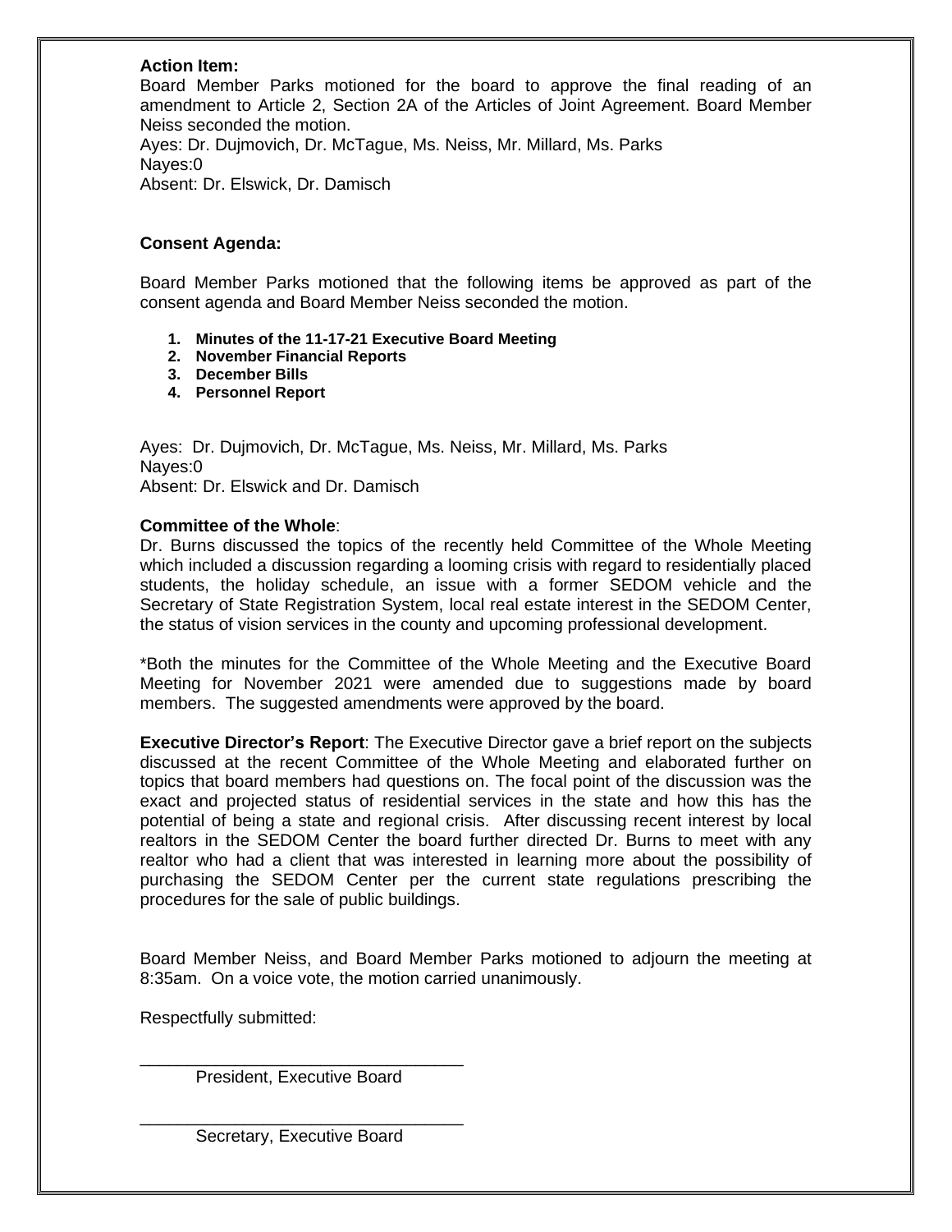**Action Item:**
Board Member Parks motioned for the board to approve the final reading of an amendment to Article 2, Section 2A of the Articles of Joint Agreement. Board Member Neiss seconded the motion.
Ayes: Dr. Dujmovich, Dr. McTague, Ms. Neiss, Mr. Millard, Ms. Parks
Nayes:0
Absent: Dr. Elswick, Dr. Damisch

**Consent Agenda:**

Board Member Parks motioned that the following items be approved as part of the consent agenda and Board Member Neiss seconded the motion.

1. **Minutes of the 11-17-21 Executive Board Meeting**
2. **November Financial Reports**
3. **December Bills**
4. **Personnel Report**

Ayes: Dr. Dujmovich, Dr. McTague, Ms. Neiss, Mr. Millard, Ms. Parks
Nayes:0
Absent: Dr. Elswick and Dr. Damisch

**Committee of the Whole**:
Dr. Burns discussed the topics of the recently held Committee of the Whole Meeting which included a discussion regarding a looming crisis with regard to residentially placed students, the holiday schedule, an issue with a former SEDOM vehicle and the Secretary of State Registration System, local real estate interest in the SEDOM Center, the status of vision services in the county and upcoming professional development.

*Both the minutes for the Committee of the Whole Meeting and the Executive Board Meeting for November 2021 were amended due to suggestions made by board members. The suggested amendments were approved by the board.

**Executive Director's Report**: The Executive Director gave a brief report on the subjects discussed at the recent Committee of the Whole Meeting and elaborated further on topics that board members had questions on. The focal point of the discussion was the exact and projected status of residential services in the state and how this has the potential of being a state and regional crisis. After discussing recent interest by local realtors in the SEDOM Center the board further directed Dr. Burns to meet with any realtor who had a client that was interested in learning more about the possibility of purchasing the SEDOM Center per the current state regulations prescribing the procedures for the sale of public buildings.

Board Member Neiss, and Board Member Parks motioned to adjourn the meeting at 8:35am. On a voice vote, the motion carried unanimously.

Respectfully submitted:

_________________________________
President, Executive Board

_________________________________
Secretary, Executive Board